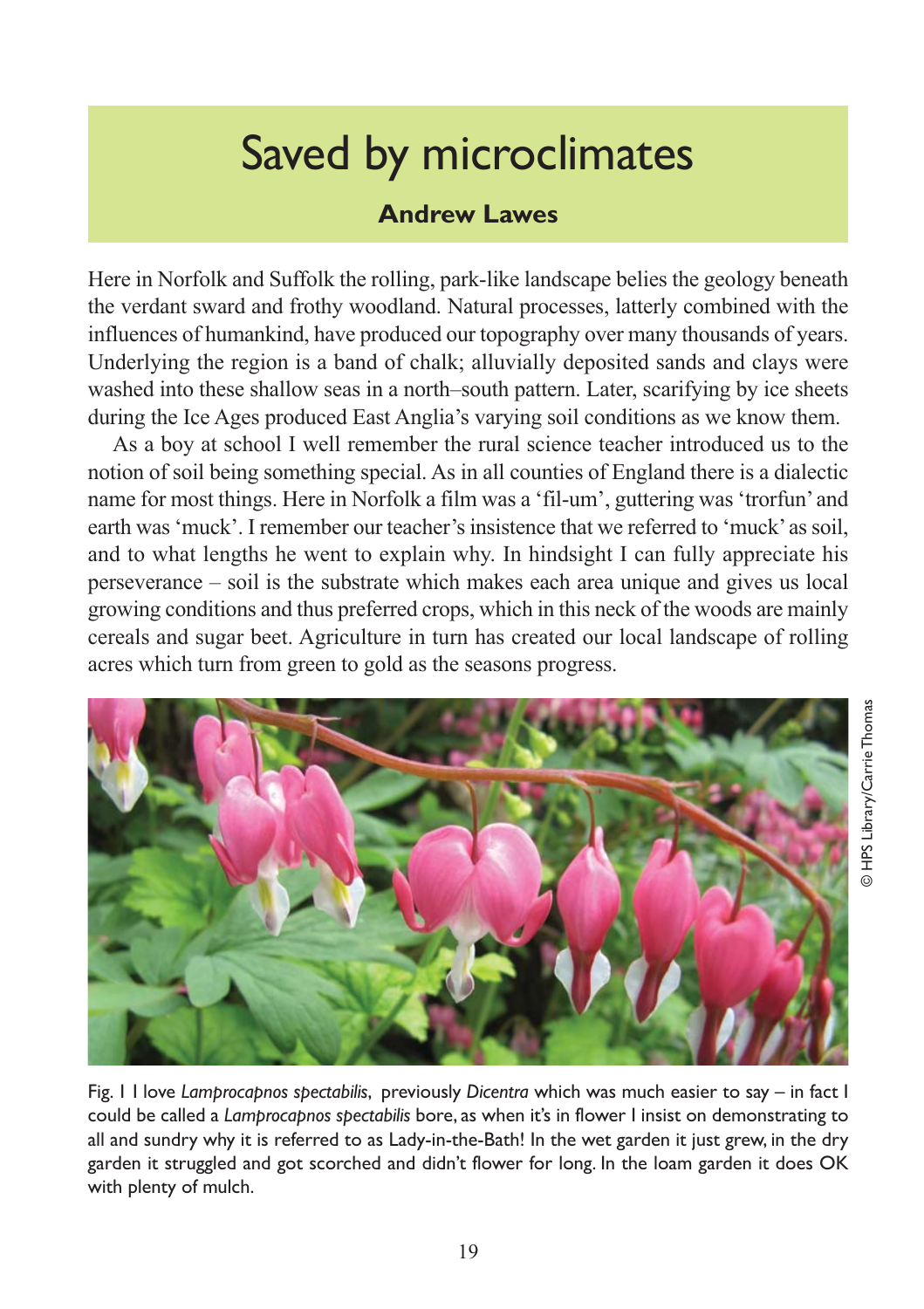# Saved by microclimates

**Andrew Lawes**

Here in Norfolk and Suffolk the rolling, park-like landscape belies the geology beneath the verdant sward and frothy woodland. Natural processes, latterly combined with the influences of humankind, have produced our topography over many thousands of years. Underlying the region is a band of chalk; alluvially deposited sands and clays were washed into these shallow seas in a north–south pattern. Later, scarifying by ice sheets during the Ice Ages produced East Anglia's varying soil conditions as we know them.

As a boy at school I well remember the rural science teacher introduced us to the notion of soil being something special. As in all counties of England there is a dialectic name for most things. Here in Norfolk a film was a 'fil-um', guttering was 'trorfun' and earth was 'muck'. I remember our teacher's insistence that we referred to 'muck' as soil, and to what lengths he went to explain why. In hindsight I can fully appreciate his perseverance – soil is the substrate which makes each area unique and gives us local growing conditions and thus preferred crops, which in this neck of the woods are mainly cereals and sugar beet. Agriculture in turn has created our local landscape of rolling acres which turn from green to gold as the seasons progress.

© HPS Library/Carrie Thomas

Fig. 1 I love *Lamprocapnos spectabilis*, previously *Dicentra* which was much easier to say – in fact I could be called a *Lamprocapnos spectabilis* bore, as when it's in flower I insist on demonstrating to all and sundry why it is referred to as Lady-in-the-Bath! In the wet garden it just grew, in the dry garden it struggled and got scorched and didn't flower for long. In the loam garden it does OK with plenty of mulch.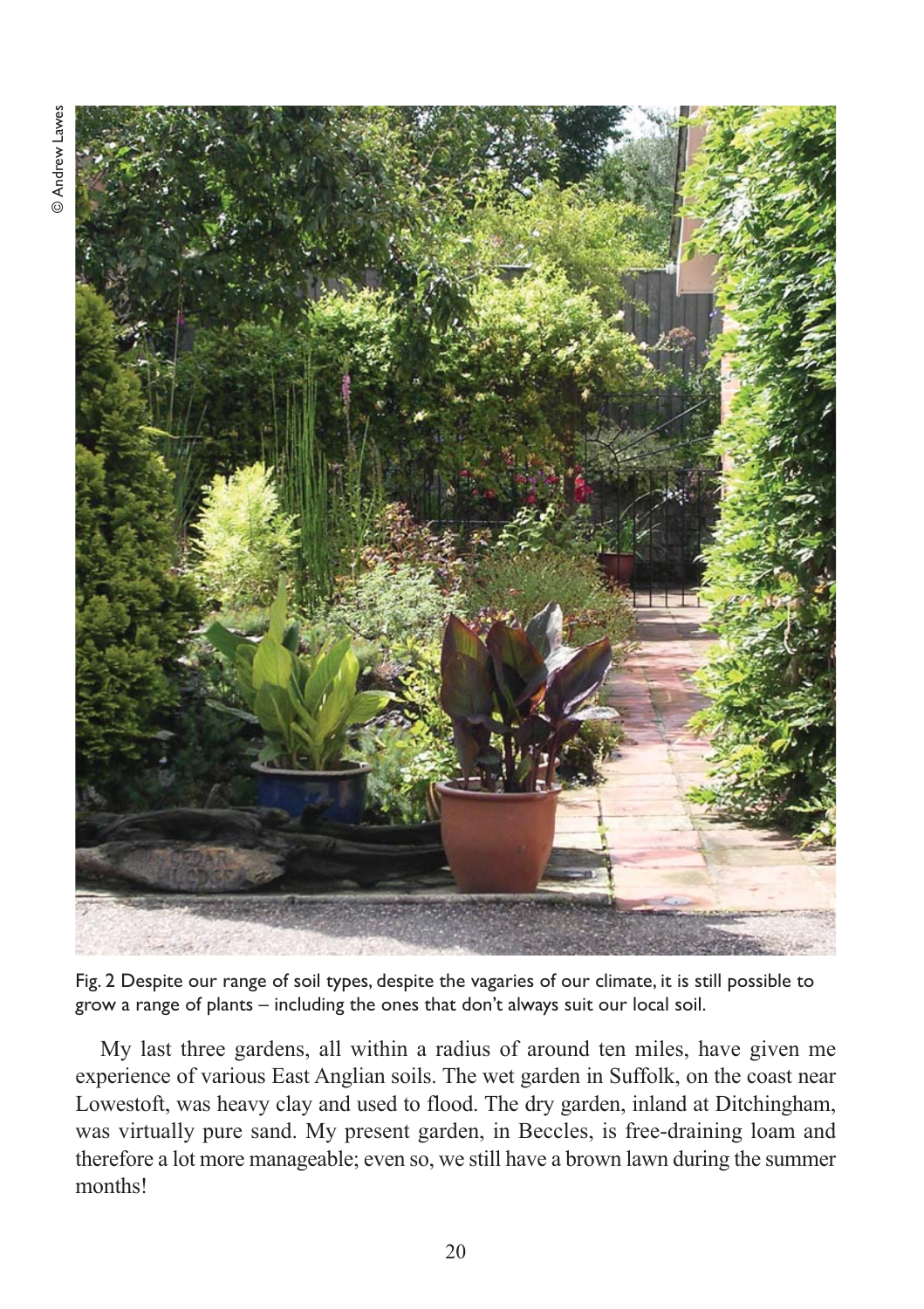© Andrew Lawes

Fig. 2 Despite our range of soil types, despite the vagaries of our climate, it is still possible to grow a range of plants – including the ones that don't always suit our local soil.

My last three gardens, all within a radius of around ten miles, have given me experience of various East Anglian soils. The wet garden in Suffolk, on the coast near Lowestoft, was heavy clay and used to flood. The dry garden, inland at Ditchingham, was virtually pure sand. My present garden, in Beccles, is free-draining loam and therefore a lot more manageable; even so, we still have a brown lawn during the summer months!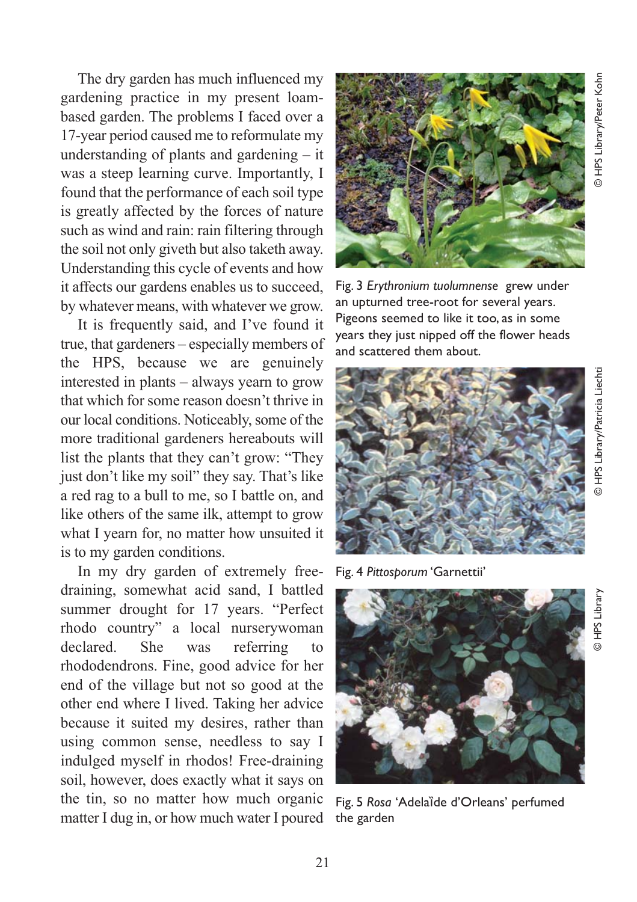The dry garden has much influenced my gardening practice in my present loam-based garden. The problems I faced over a 17-year period caused me to reformulate my understanding of plants and gardening – it was a steep learning curve. Importantly, I found that the performance of each soil type is greatly affected by the forces of nature such as wind and rain: rain filtering through the soil not only giveth but also taketh away. Understanding this cycle of events and how it affects our gardens enables us to succeed, by whatever means, with whatever we grow.

It is frequently said, and I've found it true, that gardeners – especially members of the HPS, because we are genuinely interested in plants – always yearn to grow that which for some reason doesn't thrive in our local conditions. Noticeably, some of the more traditional gardeners hereabouts will list the plants that they can't grow: "They just don't like my soil" they say. That's like a red rag to a bull to me, so I battle on, and like others of the same ilk, attempt to grow what I yearn for, no matter how unsuited it is to my garden conditions.

In my dry garden of extremely free-draining, somewhat acid sand, I battled summer drought for 17 years. "Perfect rhodo country" a local nurserywoman declared. She was referring to rhododendrons. Fine, good advice for her end of the village but not so good at the other end where I lived. Taking her advice because it suited my desires, rather than using common sense, needless to say I indulged myself in rhodos! Free-draining soil, however, does exactly what it says on the tin, so no matter how much organic matter I dug in, or how much water I poured

© HPS Library/Peter Kohn

Fig. 3 *Erythronium tuolumnense* grew under an upturned tree-root for several years. Pigeons seemed to like it too, as in some years they just nipped off the flower heads and scattered them about.

© HPS Library/Patricia Liechti

Fig. 4 *Pittosporum* 'Garnettii'

© HPS Library

Fig. 5 *Rosa* 'Adelaïde d'Orleans' perfumed the garden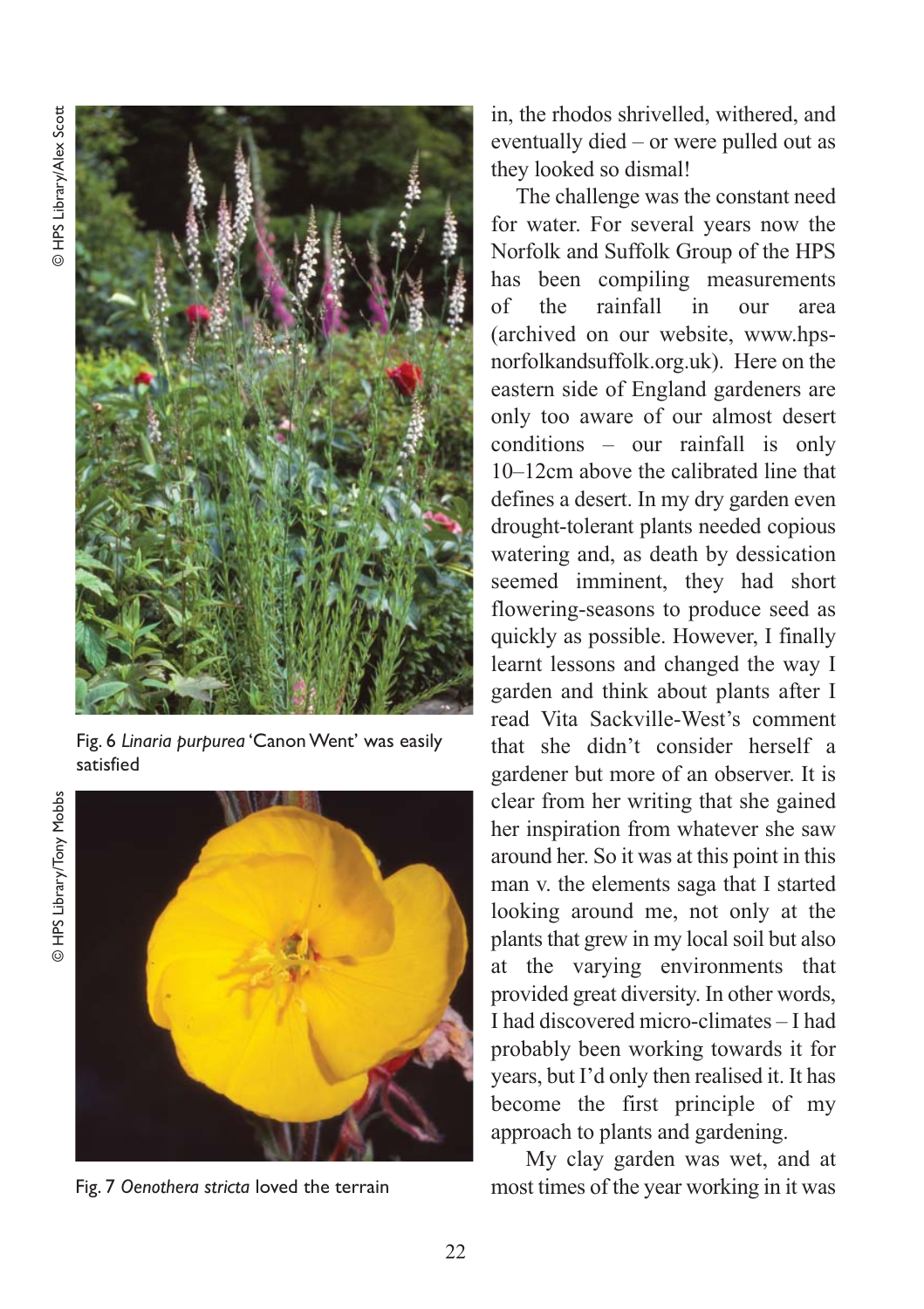© HPS Library/Alex Scott

Fig. 6 *Linaria purpurea* 'Canon Went' was easily satisfied

© HPS Library/Tony Mobbs

Fig. 7 *Oenothera stricta* loved the terrain

in, the rhodos shrivelled, withered, and eventually died – or were pulled out as they looked so dismal!

The challenge was the constant need for water. For several years now the Norfolk and Suffolk Group of the HPS has been compiling measurements of the rainfall in our area (archived on our website, www.hps-norfolkandsuffolk.org.uk). Here on the eastern side of England gardeners are only too aware of our almost desert conditions – our rainfall is only 10–12cm above the calibrated line that defines a desert. In my dry garden even drought-tolerant plants needed copious watering and, as death by dessication seemed imminent, they had short flowering-seasons to produce seed as quickly as possible. However, I finally learnt lessons and changed the way I garden and think about plants after I read Vita Sackville-West's comment that she didn't consider herself a gardener but more of an observer. It is clear from her writing that she gained her inspiration from whatever she saw around her. So it was at this point in this man v. the elements saga that I started looking around me, not only at the plants that grew in my local soil but also at the varying environments that provided great diversity. In other words, I had discovered micro-climates – I had probably been working towards it for years, but I'd only then realised it. It has become the first principle of my approach to plants and gardening.

My clay garden was wet, and at most times of the year working in it was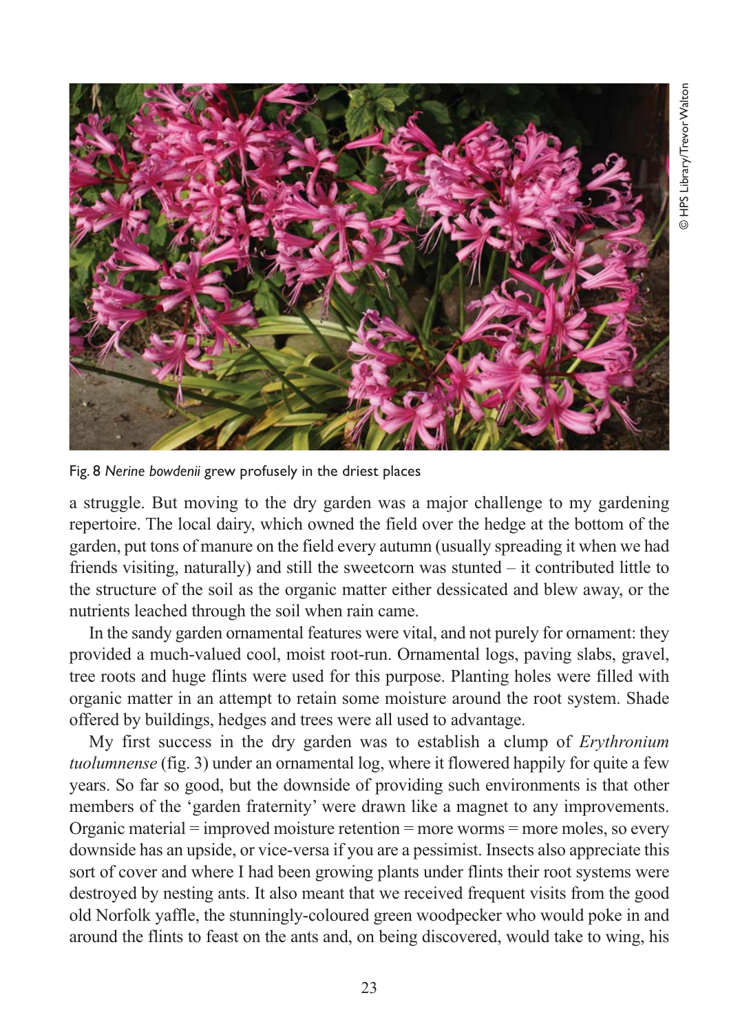Fig. 8 *Nerine bowdenii* grew profusely in the driest places

© HPS Library/Trevor Walton

a struggle. But moving to the dry garden was a major challenge to my gardening repertoire. The local dairy, which owned the field over the hedge at the bottom of the garden, put tons of manure on the field every autumn (usually spreading it when we had friends visiting, naturally) and still the sweetcorn was stunted – it contributed little to the structure of the soil as the organic matter either dessicated and blew away, or the nutrients leached through the soil when rain came.

In the sandy garden ornamental features were vital, and not purely for ornament: they provided a much-valued cool, moist root-run. Ornamental logs, paving slabs, gravel, tree roots and huge flints were used for this purpose. Planting holes were filled with organic matter in an attempt to retain some moisture around the root system. Shade offered by buildings, hedges and trees were all used to advantage.

My first success in the dry garden was to establish a clump of *Erythronium tuolumnense* (fig. 3) under an ornamental log, where it flowered happily for quite a few years. So far so good, but the downside of providing such environments is that other members of the 'garden fraternity' were drawn like a magnet to any improvements. Organic material = improved moisture retention = more worms = more moles, so every downside has an upside, or vice-versa if you are a pessimist. Insects also appreciate this sort of cover and where I had been growing plants under flints their root systems were destroyed by nesting ants. It also meant that we received frequent visits from the good old Norfolk yaffle, the stunningly-coloured green woodpecker who would poke in and around the flints to feast on the ants and, on being discovered, would take to wing, his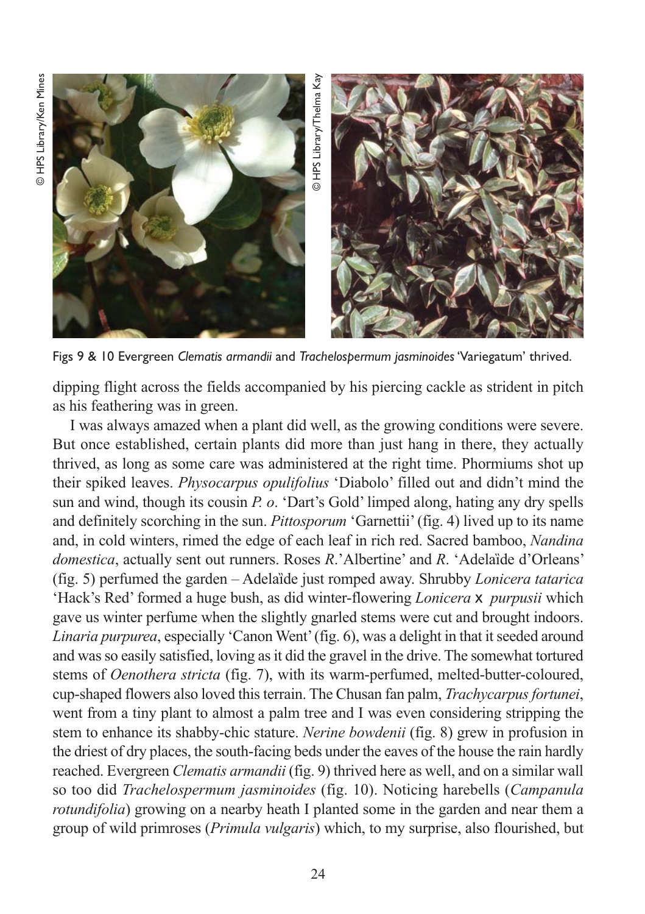Figs 9 & 10 Evergreen *Clematis armandii* and *Trachelospermum jasminoides* 'Variegatum' thrived.

dipping flight across the fields accompanied by his piercing cackle as strident in pitch as his feathering was in green.

I was always amazed when a plant did well, as the growing conditions were severe. But once established, certain plants did more than just hang in there, they actually thrived, as long as some care was administered at the right time. Phormiums shot up their spiked leaves. *Physocarpus opulifolius* 'Diabolo' filled out and didn't mind the sun and wind, though its cousin *P. o*. 'Dart's Gold' limped along, hating any dry spells and definitely scorching in the sun. *Pittosporum* 'Garnettii' (fig. 4) lived up to its name and, in cold winters, rimed the edge of each leaf in rich red. Sacred bamboo, *Nandina domestica*, actually sent out runners. Roses *R*.'Albertine' and *R*. 'Adelaïde d'Orleans' (fig. 5) perfumed the garden – Adelaïde just romped away. Shrubby *Lonicera tatarica* 'Hack's Red' formed a huge bush, as did winter-flowering *Lonicera* x *purpusii* which gave us winter perfume when the slightly gnarled stems were cut and brought indoors. *Linaria purpurea*, especially 'Canon Went' (fig. 6), was a delight in that it seeded around and was so easily satisfied, loving as it did the gravel in the drive. The somewhat tortured stems of *Oenothera stricta* (fig. 7), with its warm-perfumed, melted-butter-coloured, cup-shaped flowers also loved this terrain. The Chusan fan palm, *Trachycarpus fortunei*, went from a tiny plant to almost a palm tree and I was even considering stripping the stem to enhance its shabby-chic stature. *Nerine bowdenii* (fig. 8) grew in profusion in the driest of dry places, the south-facing beds under the eaves of the house the rain hardly reached. Evergreen *Clematis armandii* (fig. 9) thrived here as well, and on a similar wall so too did *Trachelospermum jasminoides* (fig. 10). Noticing harebells (*Campanula rotundifolia*) growing on a nearby heath I planted some in the garden and near them a group of wild primroses (*Primula vulgaris*) which, to my surprise, also flourished, but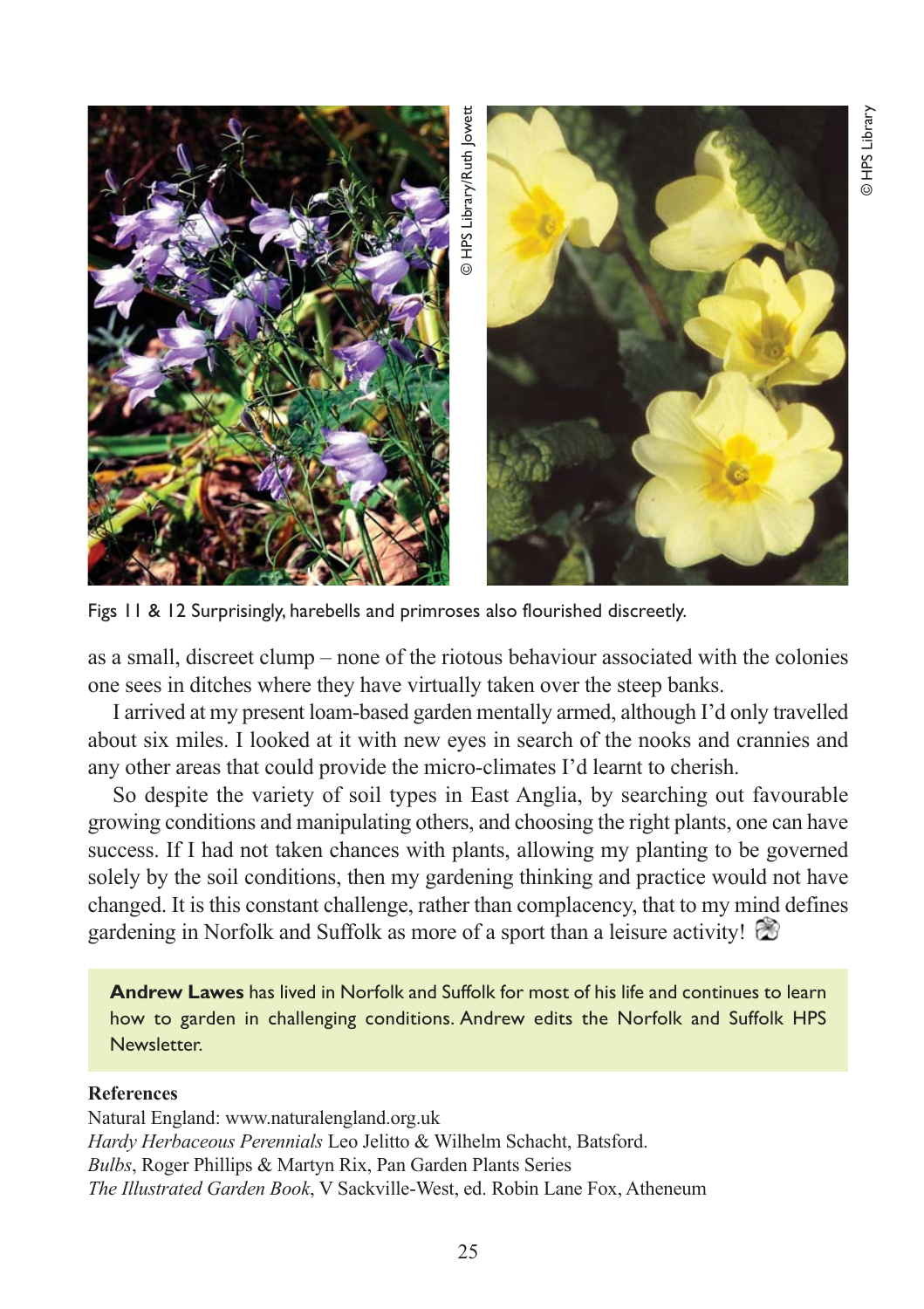© HPS Library/Ruth Jowett

© HPS Library

Figs 11 & 12 Surprisingly, harebells and primroses also flourished discreetly.

as a small, discreet clump – none of the riotous behaviour associated with the colonies one sees in ditches where they have virtually taken over the steep banks.

I arrived at my present loam-based garden mentally armed, although I'd only travelled about six miles. I looked at it with new eyes in search of the nooks and crannies and any other areas that could provide the micro-climates I'd learnt to cherish.

So despite the variety of soil types in East Anglia, by searching out favourable growing conditions and manipulating others, and choosing the right plants, one can have success. If I had not taken chances with plants, allowing my planting to be governed solely by the soil conditions, then my gardening thinking and practice would not have changed. It is this constant challenge, rather than complacency, that to my mind defines gardening in Norfolk and Suffolk as more of a sport than a leisure activity!

**Andrew Lawes** has lived in Norfolk and Suffolk for most of his life and continues to learn how to garden in challenging conditions. Andrew edits the Norfolk and Suffolk HPS Newsletter.

**References**

Natural England: www.naturalengland.org.uk
*Hardy Herbaceous Perennials* Leo Jelitto & Wilhelm Schacht, Batsford.
*Bulbs*, Roger Phillips & Martyn Rix, Pan Garden Plants Series
*The Illustrated Garden Book*, V Sackville-West, ed. Robin Lane Fox, Atheneum